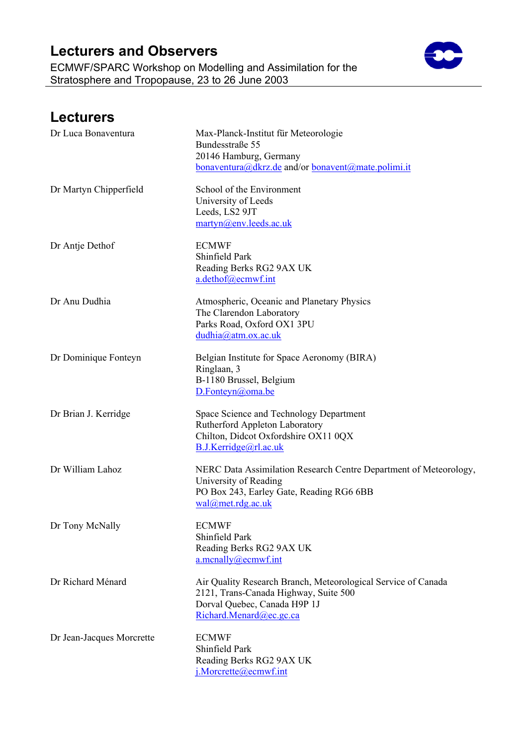# Lecturers and Observers

ECMWF/SPARC Workshop on Modelling and Assimilation for the Stratosphere and Tropopause, 23 to 26 June 2003

## Lecturers

| | |
|---|---|
| Dr Luca Bonaventura | Max-Planck-Institut für Meteorologie<br>Bundesstraße 55<br>20146 Hamburg, Germany<br>bonaventura@dkrz.de and/or bonavent@mate.polimi.it |
| Dr Martyn Chipperfield | School of the Environment<br>University of Leeds<br>Leeds, LS2 9JT<br>martyn@env.leeds.ac.uk |
| Dr Antje Dethof | ECMWF<br>Shinfield Park<br>Reading Berks RG2 9AX UK<br>a.dethof@ecmwf.int |
| Dr Anu Dudhia | Atmospheric, Oceanic and Planetary Physics<br>The Clarendon Laboratory<br>Parks Road, Oxford OX1 3PU<br>dudhia@atm.ox.ac.uk |
| Dr Dominique Fonteyn | Belgian Institute for Space Aeronomy (BIRA)<br>Ringlaan, 3<br>B-1180 Brussel, Belgium<br>D.Fonteyn@oma.be |
| Dr Brian J. Kerridge | Space Science and Technology Department<br>Rutherford Appleton Laboratory<br>Chilton, Didcot Oxfordshire OX11 0QX<br>B.J.Kerridge@rl.ac.uk |
| Dr William Lahoz | NERC Data Assimilation Research Centre Department of Meteorology, University of Reading<br>PO Box 243, Earley Gate, Reading RG6 6BB<br>wal@met.rdg.ac.uk |
| Dr Tony McNally | ECMWF<br>Shinfield Park<br>Reading Berks RG2 9AX UK<br>a.mcnally@ecmwf.int |
| Dr Richard Ménard | Air Quality Research Branch, Meteorological Service of Canada<br>2121, Trans-Canada Highway, Suite 500<br>Dorval Quebec, Canada H9P 1J<br>Richard.Menard@ec.gc.ca |
| Dr Jean-Jacques Morcrette | ECMWF<br>Shinfield Park<br>Reading Berks RG2 9AX UK<br>j.Morcrette@ecmwf.int |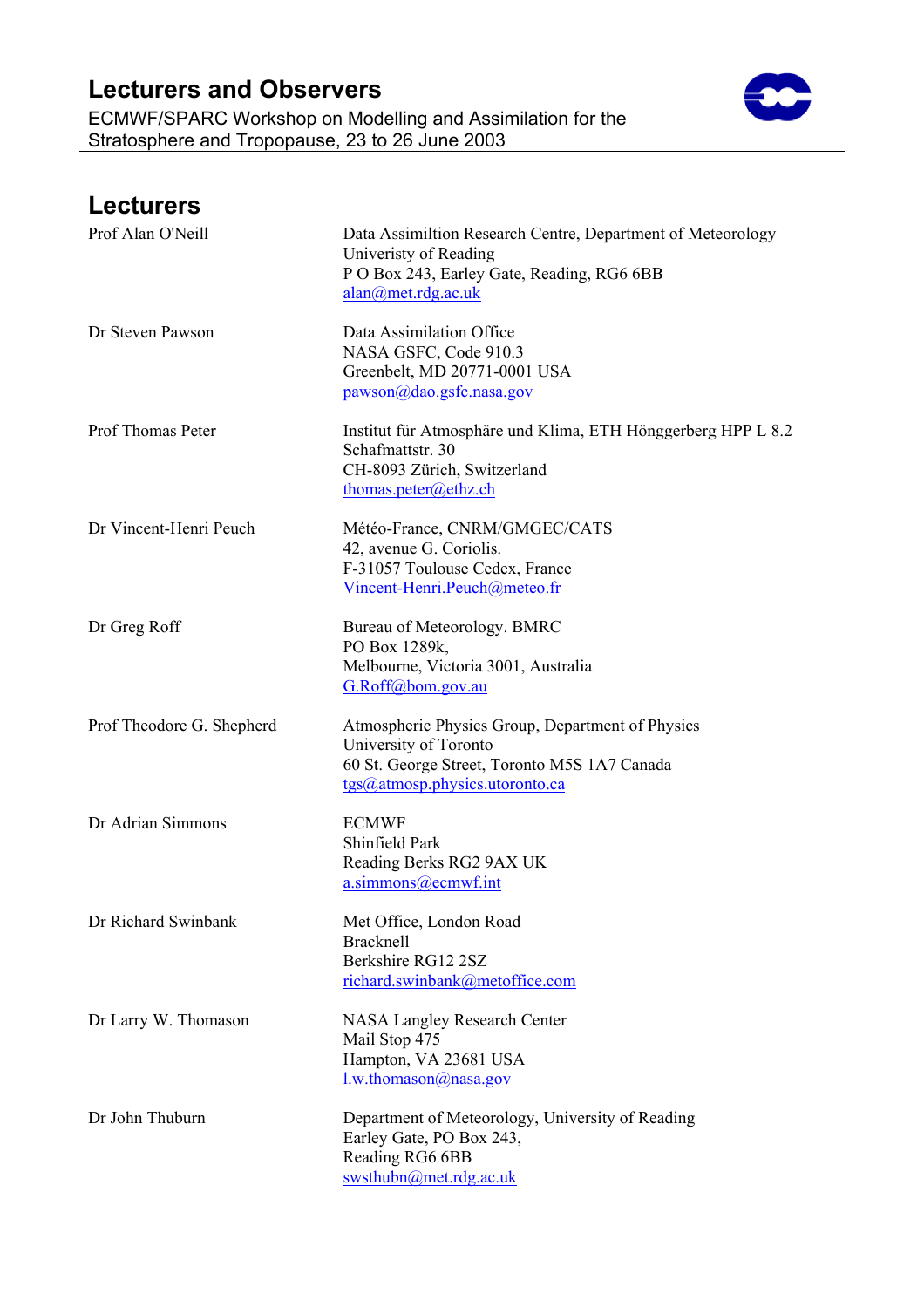# Lecturers and Observers

ECMWF/SPARC Workshop on Modelling and Assimilation for the Stratosphere and Tropopause, 23 to 26 June 2003

## Lecturers

| | |
|---|---|
| Prof Alan O'Neill | Data Assimiltion Research Centre, Department of Meteorology<br>Univeristy of Reading<br>P O Box 243, Earley Gate, Reading, RG6 6BB<br>alan@met.rdg.ac.uk |
| Dr Steven Pawson | Data Assimilation Office<br>NASA GSFC, Code 910.3<br>Greenbelt, MD 20771-0001 USA<br>pawson@dao.gsfc.nasa.gov |
| Prof Thomas Peter | Institut für Atmosphäre und Klima, ETH Hönggerberg HPP L 8.2<br>Schafmattstr. 30<br>CH-8093 Zürich, Switzerland<br>thomas.peter@ethz.ch |
| Dr Vincent-Henri Peuch | Météo-France, CNRM/GMGEC/CATS<br>42, avenue G. Coriolis.<br>F-31057 Toulouse Cedex, France<br>Vincent-Henri.Peuch@meteo.fr |
| Dr Greg Roff | Bureau of Meteorology. BMRC<br>PO Box 1289k,<br>Melbourne, Victoria 3001, Australia<br>G.Roff@bom.gov.au |
| Prof Theodore G. Shepherd | Atmospheric Physics Group, Department of Physics<br>University of Toronto<br>60 St. George Street, Toronto M5S 1A7 Canada<br>tgs@atmosp.physics.utoronto.ca |
| Dr Adrian Simmons | ECMWF<br>Shinfield Park<br>Reading Berks RG2 9AX UK<br>a.simmons@ecmwf.int |
| Dr Richard Swinbank | Met Office, London Road<br>Bracknell<br>Berkshire RG12 2SZ<br>richard.swinbank@metoffice.com |
| Dr Larry W. Thomason | NASA Langley Research Center<br>Mail Stop 475<br>Hampton, VA 23681 USA<br>l.w.thomason@nasa.gov |
| Dr John Thuburn | Department of Meteorology, University of Reading<br>Earley Gate, PO Box 243,<br>Reading RG6 6BB<br>swsthubn@met.rdg.ac.uk |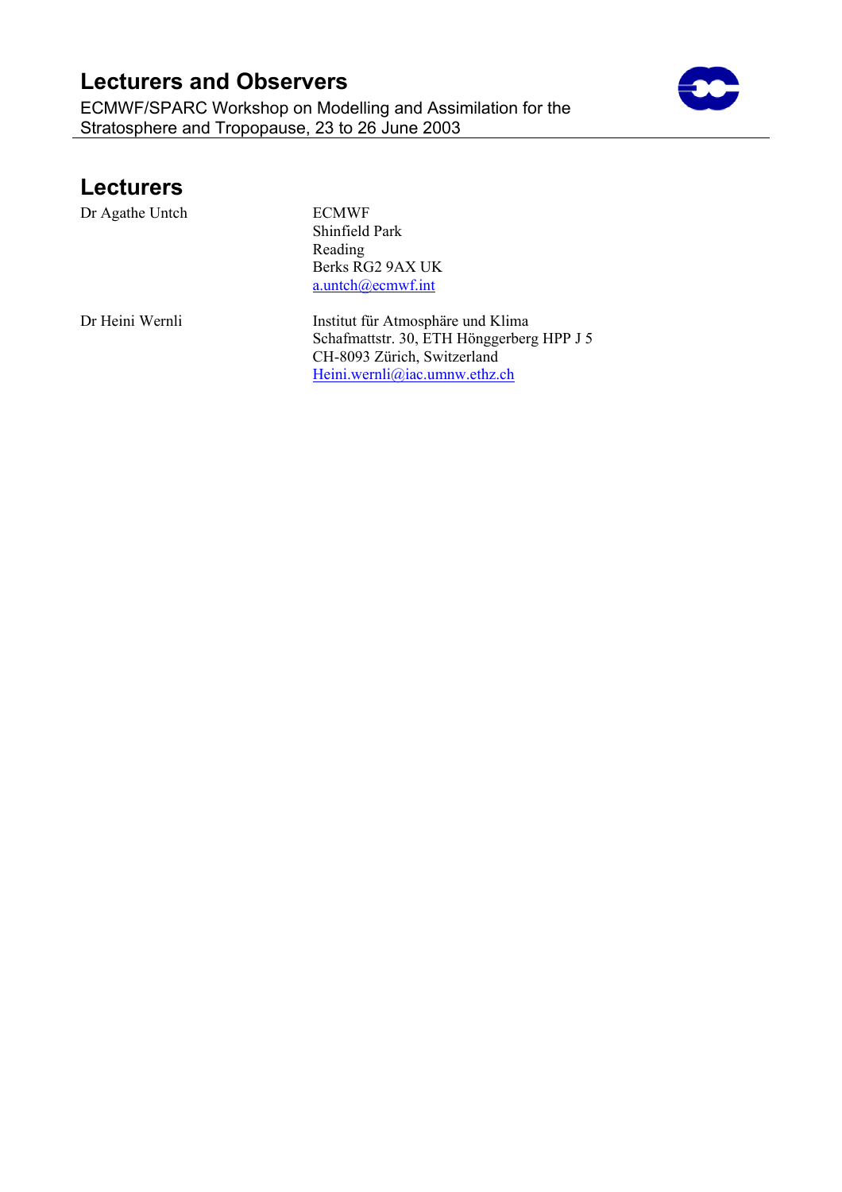# Lecturers and Observers

ECMWF/SPARC Workshop on Modelling and Assimilation for the Stratosphere and Tropopause, 23 to 26 June 2003

## Lecturers

| | |
|---|---|
| Dr Agathe Untch | ECMWF<br>Shinfield Park<br>Reading<br>Berks RG2 9AX UK<br>a.untch@ecmwf.int |
| Dr Heini Wernli | Institut für Atmosphäre und Klima<br>Schafmattstr. 30, ETH Hönggerberg HPP J 5<br>CH-8093 Zürich, Switzerland<br>Heini.wernli@iac.umnw.ethz.ch |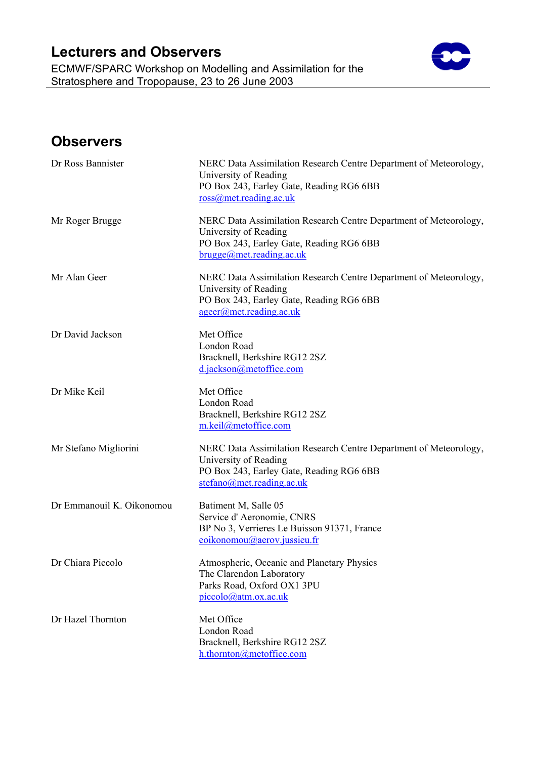# Lecturers and Observers

ECMWF/SPARC Workshop on Modelling and Assimilation for the Stratosphere and Tropopause, 23 to 26 June 2003

## Observers

| | |
|---|---|
| Dr Ross Bannister | NERC Data Assimilation Research Centre Department of Meteorology, University of Reading<br>PO Box 243, Earley Gate, Reading RG6 6BB<br>ross@met.reading.ac.uk |
| Mr Roger Brugge | NERC Data Assimilation Research Centre Department of Meteorology, University of Reading<br>PO Box 243, Earley Gate, Reading RG6 6BB<br>brugge@met.reading.ac.uk |
| Mr Alan Geer | NERC Data Assimilation Research Centre Department of Meteorology, University of Reading<br>PO Box 243, Earley Gate, Reading RG6 6BB<br>ageer@met.reading.ac.uk |
| Dr David Jackson | Met Office<br>London Road<br>Bracknell, Berkshire RG12 2SZ<br>d.jackson@metoffice.com |
| Dr Mike Keil | Met Office<br>London Road<br>Bracknell, Berkshire RG12 2SZ<br>m.keil@metoffice.com |
| Mr Stefano Migliorini | NERC Data Assimilation Research Centre Department of Meteorology, University of Reading<br>PO Box 243, Earley Gate, Reading RG6 6BB<br>stefano@met.reading.ac.uk |
| Dr Emmanouil K. Oikonomou | Batiment M, Salle 05<br>Service d' Aeronomie, CNRS<br>BP No 3, Verrieres Le Buisson 91371, France<br>eoikonomou@aerov.jussieu.fr |
| Dr Chiara Piccolo | Atmospheric, Oceanic and Planetary Physics<br>The Clarendon Laboratory<br>Parks Road, Oxford OX1 3PU<br>piccolo@atm.ox.ac.uk |
| Dr Hazel Thornton | Met Office<br>London Road<br>Bracknell, Berkshire RG12 2SZ<br>h.thornton@metoffice.com |